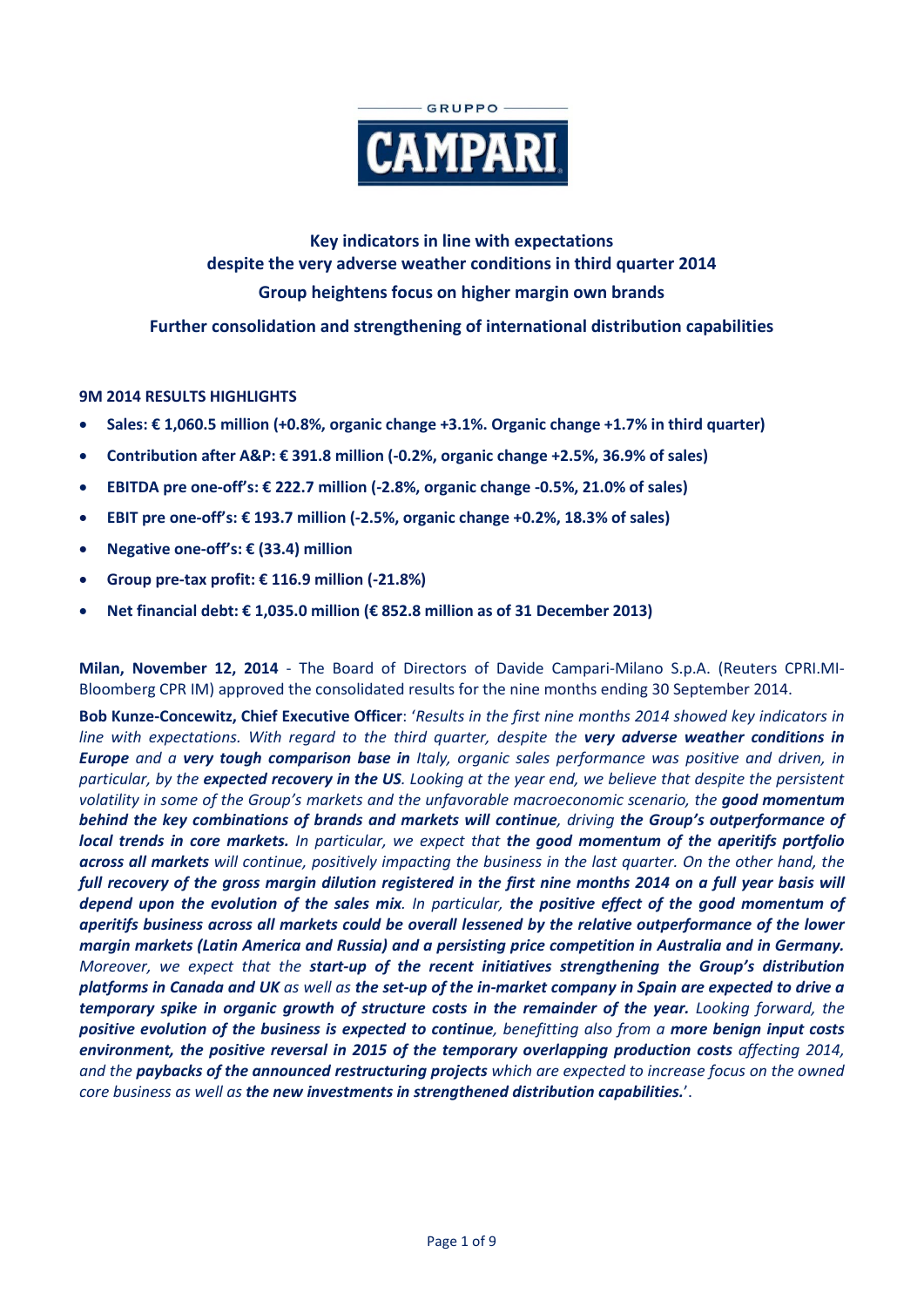GRUPPO CAMPARI

## Key indicators in line with expectations despite the very adverse weather conditions in third quarter 2014

## Group heightens focus on higher margin own brands

## Further consolidation and strengthening of international distribution capabilities

**9M 2014 RESULTS HIGHLIGHTS**

- **Sales: € 1,060.5 million (+0.8%, organic change +3.1%. Organic change +1.7% in third quarter)**
- **Contribution after A&P: € 391.8 million (-0.2%, organic change +2.5%, 36.9% of sales)**
- **EBITDA pre one-off's: € 222.7 million (-2.8%, organic change -0.5%, 21.0% of sales)**
- **EBIT pre one-off's: € 193.7 million (-2.5%, organic change +0.2%, 18.3% of sales)**
- **Negative one-off's: € (33.4) million**
- **Group pre-tax profit: € 116.9 million (-21.8%)**
- **Net financial debt: € 1,035.0 million (€ 852.8 million as of 31 December 2013)**

**Milan, November 12, 2014** - The Board of Directors of Davide Campari-Milano S.p.A. (Reuters CPRI.MI-Bloomberg CPR IM) approved the consolidated results for the nine months ending 30 September 2014.

**Bob Kunze-Concewitz, Chief Executive Officer**: '*Results in the first nine months 2014 showed key indicators in line with expectations. With regard to the third quarter, despite the* ***very adverse weather conditions in Europe*** *and a* ***very tough comparison base in*** *Italy, organic sales performance was positive and driven, in particular, by the* ***expected recovery in the US****. Looking at the year end, we believe that despite the persistent volatility in some of the Group's markets and the unfavorable macroeconomic scenario, the* ***good momentum behind the key combinations of brands and markets will continue****, driving* ***the Group's outperformance of local trends in core markets.*** *In particular, we expect that* ***the good momentum of the aperitifs portfolio across all markets*** *will continue, positively impacting the business in the last quarter. On the other hand, the* ***full recovery of the gross margin dilution registered in the first nine months 2014 on a full year basis will depend upon the evolution of the sales mix****. In particular,* ***the positive effect of the good momentum of aperitifs business across all markets could be overall lessened by the relative outperformance of the lower margin markets (Latin America and Russia) and a persisting price competition in Australia and in Germany.*** *Moreover, we expect that the* ***start-up of the recent initiatives strengthening the Group's distribution platforms in Canada and UK*** *as well as* ***the set-up of the in-market company in Spain are expected to drive a temporary spike in organic growth of structure costs in the remainder of the year.*** *Looking forward, the* ***positive evolution of the business is expected to continue****, benefitting also from a* ***more benign input costs environment, the positive reversal in 2015 of the temporary overlapping production costs*** *affecting 2014, and the* ***paybacks of the announced restructuring projects*** *which are expected to increase focus on the owned core business as well as* ***the new investments in strengthened distribution capabilities.***'.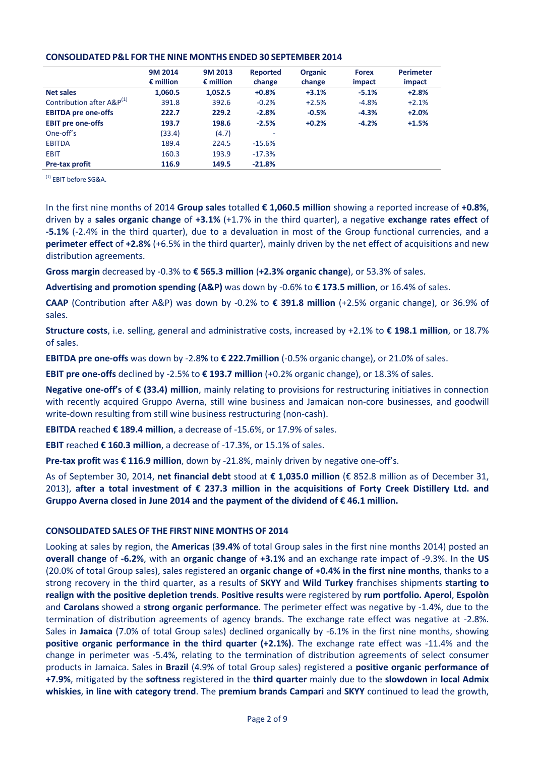**CONSOLIDATED P&L FOR THE NINE MONTHS ENDED 30 SEPTEMBER 2014**

| | 9M 2014 € million | 9M 2013 € million | Reported change | Organic change | Forex impact | Perimeter impact |
|---|---|---|---|---|---|---|
| **Net sales** | **1,060.5** | **1,052.5** | **+0.8%** | **+3.1%** | **-5.1%** | **+2.8%** |
| Contribution after A&P[1] | 391.8 | 392.6 | -0.2% | +2.5% | -4.8% | +2.1% |
| **EBITDA pre one-offs** | **222.7** | **229.2** | **-2.8%** | **-0.5%** | **-4.3%** | **+2.0%** |
| **EBIT pre one-offs** | **193.7** | **198.6** | **-2.5%** | **+0.2%** | **-4.2%** | **+1.5%** |
| One-off's | (33.4) | (4.7) | - | | | |
| EBITDA | 189.4 | 224.5 | -15.6% | | | |
| EBIT | 160.3 | 193.9 | -17.3% | | | |
| **Pre-tax profit** | **116.9** | **149.5** | **-21.8%** | | | |

[1] EBIT before SG&A.

In the first nine months of 2014 **Group sales** totalled **€ 1,060.5 million** showing a reported increase of **+0.8%**, driven by a **sales organic change** of **+3.1%** (+1.7% in the third quarter), a negative **exchange rates effect** of **-5.1%** (-2.4% in the third quarter), due to a devaluation in most of the Group functional currencies, and a **perimeter effect** of **+2.8%** (+6.5% in the third quarter), mainly driven by the net effect of acquisitions and new distribution agreements.

**Gross margin** decreased by -0.3% to **€ 565.3 million** (**+2.3% organic change**), or 53.3% of sales.

**Advertising and promotion spending (A&P)** was down by -0.6% to **€ 173.5 million**, or 16.4% of sales.

**CAAP** (Contribution after A&P) was down by -0.2% to **€ 391.8 million** (+2.5% organic change), or 36.9% of sales.

**Structure costs**, i.e. selling, general and administrative costs, increased by +2.1% to **€ 198.1 million**, or 18.7% of sales.

**EBITDA pre one-offs** was down by -2.8**%** to **€ 222.7million** (-0.5% organic change), or 21.0% of sales.

**EBIT pre one-offs** declined by -2.5% to **€ 193.7 million** (+0.2% organic change), or 18.3% of sales.

**Negative one-off's** of **€ (33.4) million**, mainly relating to provisions for restructuring initiatives in connection with recently acquired Gruppo Averna, still wine business and Jamaican non-core businesses, and goodwill write-down resulting from still wine business restructuring (non-cash).

**EBITDA** reached **€ 189.4 million**, a decrease of -15.6%, or 17.9% of sales.

**EBIT** reached **€ 160.3 million**, a decrease of -17.3%, or 15.1% of sales.

**Pre-tax profit** was **€ 116.9 million**, down by -21.8%, mainly driven by negative one-off's.

As of September 30, 2014, **net financial debt** stood at **€ 1,035.0 million** (€ 852.8 million as of December 31, 2013), **after a total investment of € 237.3 million in the acquisitions of Forty Creek Distillery Ltd. and Gruppo Averna closed in June 2014 and the payment of the dividend of € 46.1 million.**

**CONSOLIDATED SALES OF THE FIRST NINE MONTHS OF 2014**

Looking at sales by region, the **Americas** (**39.4%** of total Group sales in the first nine months 2014) posted an **overall change** of **-6.2%**, with an **organic change** of **+3.1%** and an exchange rate impact of -9.3%. In the **US** (20.0% of total Group sales), sales registered an **organic change of +0.4% in the first nine months**, thanks to a strong recovery in the third quarter, as a results of **SKYY** and **Wild Turkey** franchises shipments **starting to realign with the positive depletion trends**. **Positive results** were registered by **rum portfolio. Aperol**, **Espolòn** and **Carolans** showed a **strong organic performance**. The perimeter effect was negative by -1.4%, due to the termination of distribution agreements of agency brands. The exchange rate effect was negative at -2.8%. Sales in **Jamaica** (7.0% of total Group sales) declined organically by -6.1% in the first nine months, showing **positive organic performance in the third quarter (+2.1%)**. The exchange rate effect was -11.4% and the change in perimeter was -5.4%, relating to the termination of distribution agreements of select consumer products in Jamaica. Sales in **Brazil** (4.9% of total Group sales) registered a **positive organic performance of +7.9%**, mitigated by the **softness** registered in the **third quarter** mainly due to the **slowdown** in **local Admix whiskies**, **in line with category trend**. The **premium brands Campari** and **SKYY** continued to lead the growth,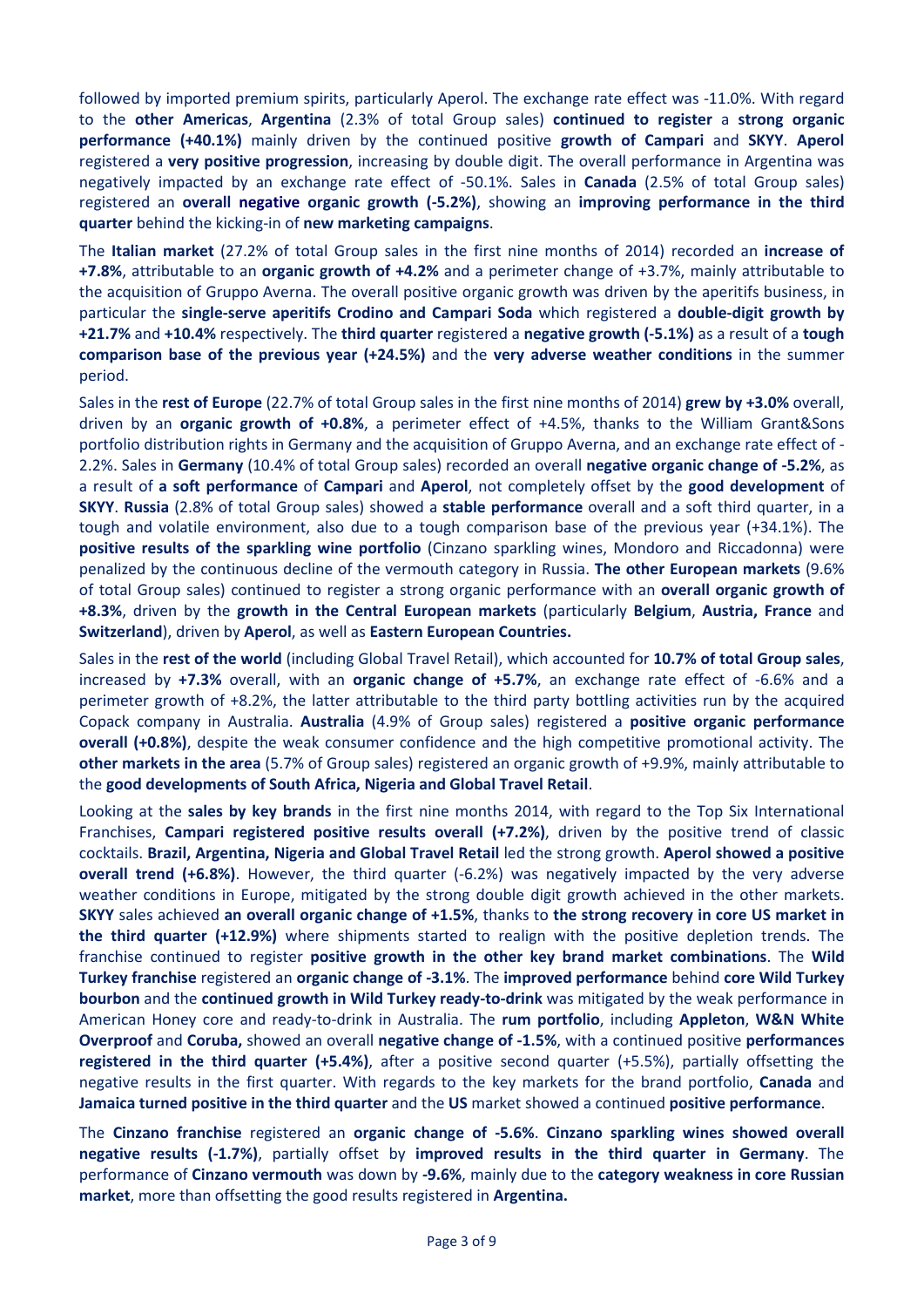followed by imported premium spirits, particularly Aperol. The exchange rate effect was -11.0%. With regard to the **other Americas**, **Argentina** (2.3% of total Group sales) **continued to register** a **strong organic performance (+40.1%)** mainly driven by the continued positive **growth of Campari** and **SKYY**. **Aperol** registered a **very positive progression**, increasing by double digit. The overall performance in Argentina was negatively impacted by an exchange rate effect of -50.1%. Sales in **Canada** (2.5% of total Group sales) registered an **overall negative organic growth (-5.2%)**, showing an **improving performance in the third quarter** behind the kicking-in of **new marketing campaigns**.

The **Italian market** (27.2% of total Group sales in the first nine months of 2014) recorded an **increase of +7.8%**, attributable to an **organic growth of +4.2%** and a perimeter change of +3.7%, mainly attributable to the acquisition of Gruppo Averna. The overall positive organic growth was driven by the aperitifs business, in particular the **single-serve aperitifs Crodino and Campari Soda** which registered a **double-digit growth by +21.7%** and **+10.4%** respectively. The **third quarter** registered a **negative growth (-5.1%)** as a result of a **tough comparison base of the previous year (+24.5%)** and the **very adverse weather conditions** in the summer period.

Sales in the **rest of Europe** (22.7% of total Group sales in the first nine months of 2014) **grew by +3.0%** overall, driven by an **organic growth of +0.8%**, a perimeter effect of +4.5%, thanks to the William Grant&Sons portfolio distribution rights in Germany and the acquisition of Gruppo Averna, and an exchange rate effect of -2.2%. Sales in **Germany** (10.4% of total Group sales) recorded an overall **negative organic change of -5.2%**, as a result of **a soft performance** of **Campari** and **Aperol**, not completely offset by the **good development** of **SKYY**. **Russia** (2.8% of total Group sales) showed a **stable performance** overall and a soft third quarter, in a tough and volatile environment, also due to a tough comparison base of the previous year (+34.1%). The **positive results of the sparkling wine portfolio** (Cinzano sparkling wines, Mondoro and Riccadonna) were penalized by the continuous decline of the vermouth category in Russia. **The other European markets** (9.6% of total Group sales) continued to register a strong organic performance with an **overall organic growth of +8.3%**, driven by the **growth in the Central European markets** (particularly **Belgium**, **Austria, France** and **Switzerland**), driven by **Aperol**, as well as **Eastern European Countries.**

Sales in the **rest of the world** (including Global Travel Retail), which accounted for **10.7% of total Group sales**, increased by **+7.3%** overall, with an **organic change of +5.7%**, an exchange rate effect of -6.6% and a perimeter growth of +8.2%, the latter attributable to the third party bottling activities run by the acquired Copack company in Australia. **Australia** (4.9% of Group sales) registered a **positive organic performance overall (+0.8%)**, despite the weak consumer confidence and the high competitive promotional activity. The **other markets in the area** (5.7% of Group sales) registered an organic growth of +9.9%, mainly attributable to the **good developments of South Africa, Nigeria and Global Travel Retail**.

Looking at the **sales by key brands** in the first nine months 2014, with regard to the Top Six International Franchises, **Campari registered positive results overall (+7.2%)**, driven by the positive trend of classic cocktails. **Brazil, Argentina, Nigeria and Global Travel Retail** led the strong growth. **Aperol showed a positive overall trend (+6.8%)**. However, the third quarter (-6.2%) was negatively impacted by the very adverse weather conditions in Europe, mitigated by the strong double digit growth achieved in the other markets. **SKYY** sales achieved **an overall organic change of +1.5%**, thanks to **the strong recovery in core US market in the third quarter (+12.9%)** where shipments started to realign with the positive depletion trends. The franchise continued to register **positive growth in the other key brand market combinations**. The **Wild Turkey franchise** registered an **organic change of -3.1%**. The **improved performance** behind **core Wild Turkey bourbon** and the **continued growth in Wild Turkey ready-to-drink** was mitigated by the weak performance in American Honey core and ready-to-drink in Australia. The **rum portfolio**, including **Appleton**, **W&N White Overproof** and **Coruba,** showed an overall **negative change of -1.5%**, with a continued positive **performances registered in the third quarter (+5.4%)**, after a positive second quarter (+5.5%), partially offsetting the negative results in the first quarter. With regards to the key markets for the brand portfolio, **Canada** and **Jamaica turned positive in the third quarter** and the **US** market showed a continued **positive performance**.

The **Cinzano franchise** registered an **organic change of -5.6%**. **Cinzano sparkling wines showed overall negative results (-1.7%)**, partially offset by **improved results in the third quarter in Germany**. The performance of **Cinzano vermouth** was down by **-9.6%**, mainly due to the **category weakness in core Russian market**, more than offsetting the good results registered in **Argentina.**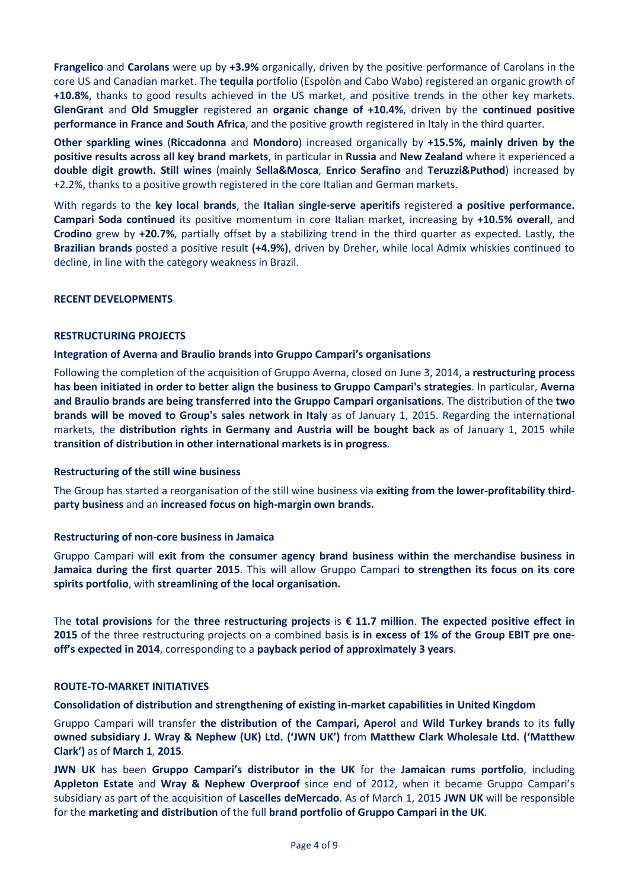**Frangelico** and **Carolans** were up by **+3.9%** organically, driven by the positive performance of Carolans in the core US and Canadian market. The **tequila** portfolio (Espolòn and Cabo Wabo) registered an organic growth of **+10.8%**, thanks to good results achieved in the US market, and positive trends in the other key markets. **GlenGrant** and **Old Smuggler** registered an **organic change of +10.4%**, driven by the **continued positive performance in France and South Africa**, and the positive growth registered in Italy in the third quarter.

**Other sparkling wines** (**Riccadonna** and **Mondoro**) increased organically by **+15.5%, mainly driven by the positive results across all key brand markets**, in particular in **Russia** and **New Zealand** where it experienced a **double digit growth. Still wines** (mainly **Sella&Mosca**, **Enrico Serafino** and **Teruzzi&Puthod**) increased by +2.2%, thanks to a positive growth registered in the core Italian and German markets.

With regards to the **key local brands**, the **Italian single-serve aperitifs** registered **a positive performance. Campari Soda continued** its positive momentum in core Italian market, increasing by **+10.5% overall**, and **Crodino** grew by **+20.7%**, partially offset by a stabilizing trend in the third quarter as expected. Lastly, the **Brazilian brands** posted a positive result **(+4.9%)**, driven by Dreher, while local Admix whiskies continued to decline, in line with the category weakness in Brazil.

## RECENT DEVELOPMENTS

### RESTRUCTURING PROJECTS

#### Integration of Averna and Braulio brands into Gruppo Campari's organisations

Following the completion of the acquisition of Gruppo Averna, closed on June 3, 2014, a **restructuring process has been initiated in order to better align the business to Gruppo Campari's strategies**. In particular, **Averna and Braulio brands are being transferred into the Gruppo Campari organisations**. The distribution of the **two brands will be moved to Group's sales network in Italy** as of January 1, 2015. Regarding the international markets, the **distribution rights in Germany and Austria will be bought back** as of January 1, 2015 while **transition of distribution in other international markets is in progress**.

#### Restructuring of the still wine business

The Group has started a reorganisation of the still wine business via **exiting from the lower-profitability third-party business** and an **increased focus on high-margin own brands.**

#### Restructuring of non-core business in Jamaica

Gruppo Campari will **exit from the consumer agency brand business within the merchandise business in Jamaica during the first quarter 2015**. This will allow Gruppo Campari **to strengthen its focus on its core spirits portfolio**, with **streamlining of the local organisation.**

The **total provisions** for the **three restructuring projects** is **€ 11.7 million**. **The expected positive effect in 2015** of the three restructuring projects on a combined basis **is in excess of 1% of the Group EBIT pre one-off's expected in 2014**, corresponding to a **payback period of approximately 3 years**.

### ROUTE-TO-MARKET INITIATIVES

#### Consolidation of distribution and strengthening of existing in-market capabilities in United Kingdom

Gruppo Campari will transfer **the distribution of the Campari, Aperol** and **Wild Turkey brands** to its **fully owned subsidiary J. Wray & Nephew (UK) Ltd. ('JWN UK')** from **Matthew Clark Wholesale Ltd. ('Matthew Clark')** as of **March 1**, **2015**.

**JWN UK** has been **Gruppo Campari's distributor in the UK** for the **Jamaican rums portfolio**, including **Appleton Estate** and **Wray & Nephew Overproof** since end of 2012, when it became Gruppo Campari's subsidiary as part of the acquisition of **Lascelles deMercado**. As of March 1, 2015 **JWN UK** will be responsible for the **marketing and distribution** of the full **brand portfolio of Gruppo Campari in the UK**.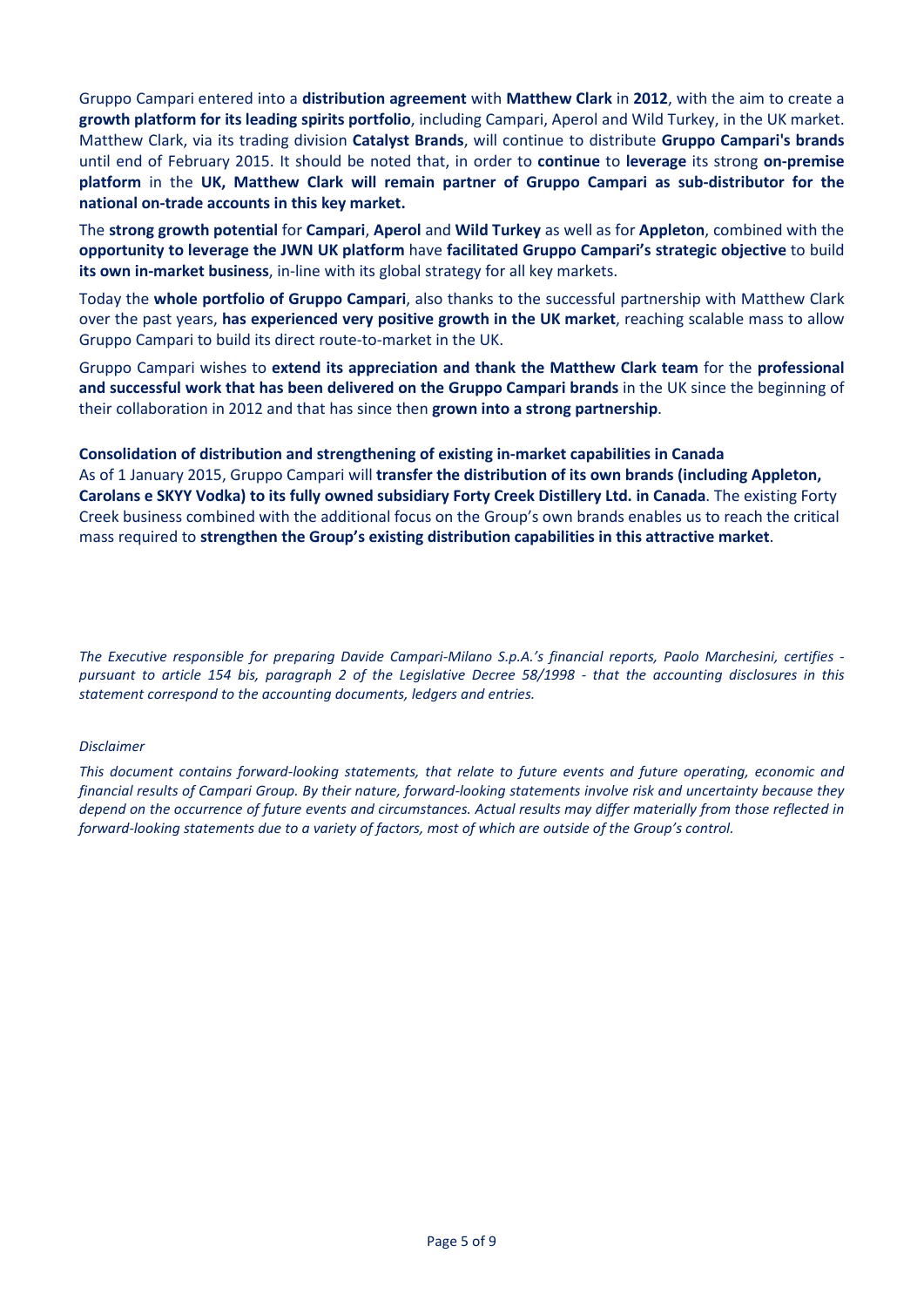Gruppo Campari entered into a **distribution agreement** with **Matthew Clark** in **2012**, with the aim to create a **growth platform for its leading spirits portfolio**, including Campari, Aperol and Wild Turkey, in the UK market. Matthew Clark, via its trading division **Catalyst Brands**, will continue to distribute **Gruppo Campari's brands** until end of February 2015. It should be noted that, in order to **continue** to **leverage** its strong **on-premise platform** in the **UK, Matthew Clark will remain partner of Gruppo Campari as sub-distributor for the national on-trade accounts in this key market.**

The **strong growth potential** for **Campari**, **Aperol** and **Wild Turkey** as well as for **Appleton**, combined with the **opportunity to leverage the JWN UK platform** have **facilitated Gruppo Campari's strategic objective** to build **its own in-market business**, in-line with its global strategy for all key markets.

Today the **whole portfolio of Gruppo Campari**, also thanks to the successful partnership with Matthew Clark over the past years, **has experienced very positive growth in the UK market**, reaching scalable mass to allow Gruppo Campari to build its direct route-to-market in the UK.

Gruppo Campari wishes to **extend its appreciation and thank the Matthew Clark team** for the **professional and successful work that has been delivered on the Gruppo Campari brands** in the UK since the beginning of their collaboration in 2012 and that has since then **grown into a strong partnership**.

**Consolidation of distribution and strengthening of existing in-market capabilities in Canada**

As of 1 January 2015, Gruppo Campari will **transfer the distribution of its own brands (including Appleton, Carolans e SKYY Vodka) to its fully owned subsidiary Forty Creek Distillery Ltd. in Canada**. The existing Forty Creek business combined with the additional focus on the Group's own brands enables us to reach the critical mass required to **strengthen the Group's existing distribution capabilities in this attractive market**.

*The Executive responsible for preparing Davide Campari-Milano S.p.A.'s financial reports, Paolo Marchesini, certifies - pursuant to article 154 bis, paragraph 2 of the Legislative Decree 58/1998 - that the accounting disclosures in this statement correspond to the accounting documents, ledgers and entries.*

*Disclaimer*

*This document contains forward-looking statements, that relate to future events and future operating, economic and financial results of Campari Group. By their nature, forward-looking statements involve risk and uncertainty because they depend on the occurrence of future events and circumstances. Actual results may differ materially from those reflected in forward-looking statements due to a variety of factors, most of which are outside of the Group's control.*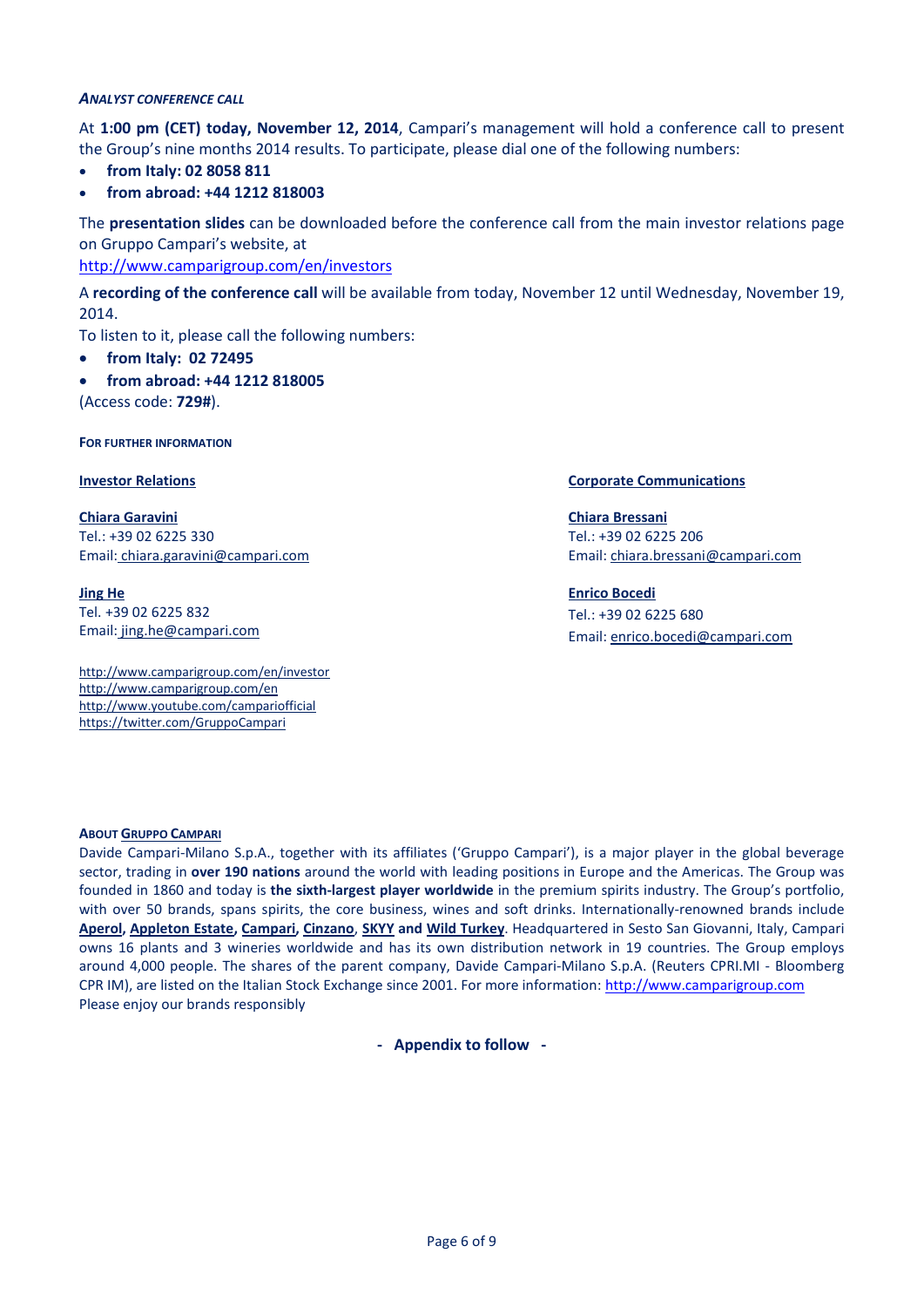### *ANALYST CONFERENCE CALL*

At **1:00 pm (CET) today, November 12, 2014**, Campari's management will hold a conference call to present the Group's nine months 2014 results. To participate, please dial one of the following numbers:

- **from Italy: 02 8058 811**
- **from abroad: +44 1212 818003**

The **presentation slides** can be downloaded before the conference call from the main investor relations page on Gruppo Campari's website, at
http://www.camparigroup.com/en/investors

A **recording of the conference call** will be available from today, November 12 until Wednesday, November 19, 2014.

To listen to it, please call the following numbers:

- **from Italy: 02 72495**
- **from abroad: +44 1212 818005**

(Access code: **729#**).

#### FOR FURTHER INFORMATION

**Investor Relations**

**Chiara Garavini**
Tel.: +39 02 6225 330
Email: chiara.garavini@campari.com

**Jing He**
Tel. +39 02 6225 832
Email: jing.he@campari.com

http://www.camparigroup.com/en/investor
http://www.camparigroup.com/en
http://www.youtube.com/campariofficial
https://twitter.com/GruppoCampari

**Corporate Communications**

**Chiara Bressani**
Tel.: +39 02 6225 206
Email: chiara.bressani@campari.com

**Enrico Bocedi**
Tel.: +39 02 6225 680
Email: enrico.bocedi@campari.com

#### ABOUT GRUPPO CAMPARI

Davide Campari-Milano S.p.A., together with its affiliates ('Gruppo Campari'), is a major player in the global beverage sector, trading in **over 190 nations** around the world with leading positions in Europe and the Americas. The Group was founded in 1860 and today is **the sixth-largest player worldwide** in the premium spirits industry. The Group's portfolio, with over 50 brands, spans spirits, the core business, wines and soft drinks. Internationally-renowned brands include **Aperol, Appleton Estate, Campari, Cinzano, SKYY and Wild Turkey**. Headquartered in Sesto San Giovanni, Italy, Campari owns 16 plants and 3 wineries worldwide and has its own distribution network in 19 countries. The Group employs around 4,000 people. The shares of the parent company, Davide Campari-Milano S.p.A. (Reuters CPRI.MI - Bloomberg CPR IM), are listed on the Italian Stock Exchange since 2001. For more information: http://www.camparigroup.com
Please enjoy our brands responsibly

**- Appendix to follow -**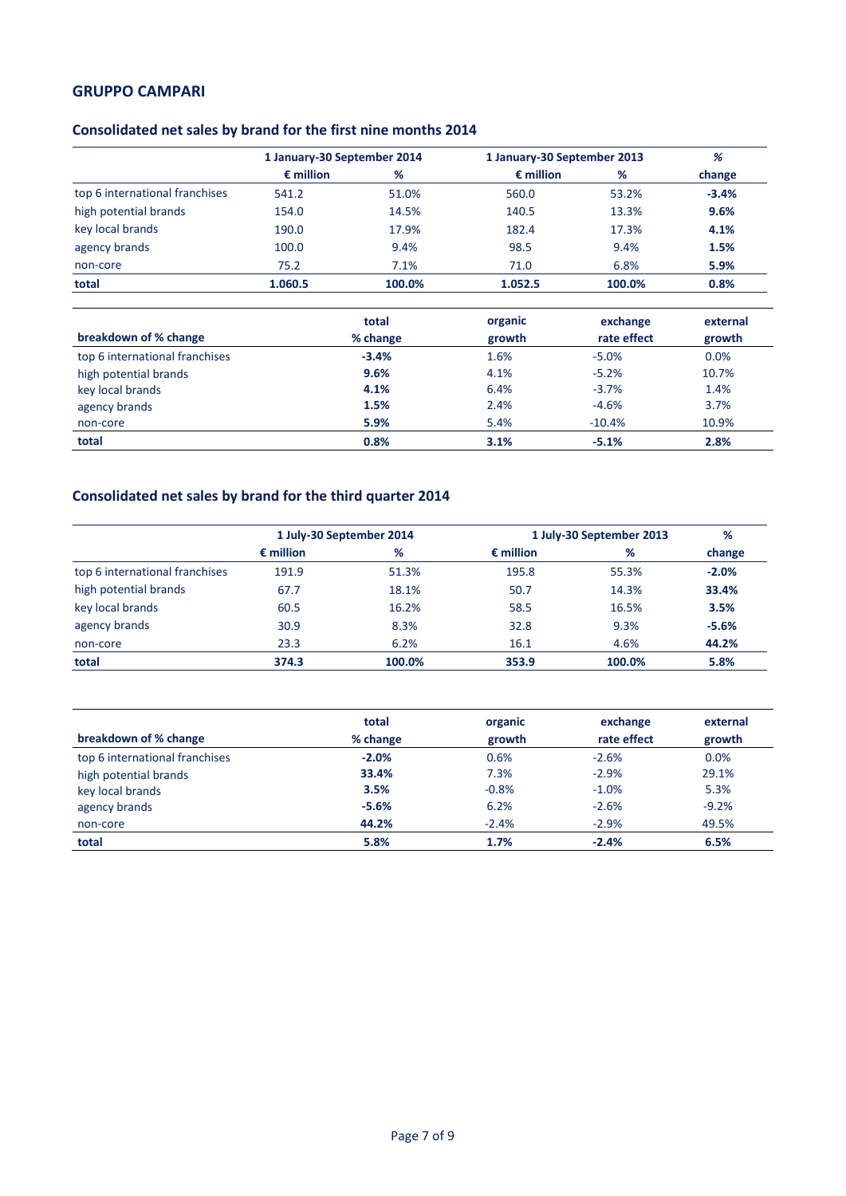## GRUPPO CAMPARI

### Consolidated net sales by brand for the first nine months 2014

| | 1 January-30 September 2014 | | 1 January-30 September 2013 | | % |
|---|---|---|---|---|---|
| | € million | % | € million | % | change |
| top 6 international franchises | 541.2 | 51.0% | 560.0 | 53.2% | **-3.4%** |
| high potential brands | 154.0 | 14.5% | 140.5 | 13.3% | **9.6%** |
| key local brands | 190.0 | 17.9% | 182.4 | 17.3% | **4.1%** |
| agency brands | 100.0 | 9.4% | 98.5 | 9.4% | **1.5%** |
| non-core | 75.2 | 7.1% | 71.0 | 6.8% | **5.9%** |
| **total** | **1.060.5** | **100.0%** | **1.052.5** | **100.0%** | **0.8%** |

| breakdown of % change | total % change | organic growth | exchange rate effect | external growth |
|---|---|---|---|---|
| top 6 international franchises | **-3.4%** | 1.6% | -5.0% | 0.0% |
| high potential brands | **9.6%** | 4.1% | -5.2% | 10.7% |
| key local brands | **4.1%** | 6.4% | -3.7% | 1.4% |
| agency brands | **1.5%** | 2.4% | -4.6% | 3.7% |
| non-core | **5.9%** | 5.4% | -10.4% | 10.9% |
| **total** | **0.8%** | **3.1%** | **-5.1%** | **2.8%** |

### Consolidated net sales by brand for the third quarter 2014

| | 1 July-30 September 2014 | | 1 July-30 September 2013 | | % |
|---|---|---|---|---|---|
| | € million | % | € million | % | change |
| top 6 international franchises | 191.9 | 51.3% | 195.8 | 55.3% | **-2.0%** |
| high potential brands | 67.7 | 18.1% | 50.7 | 14.3% | **33.4%** |
| key local brands | 60.5 | 16.2% | 58.5 | 16.5% | **3.5%** |
| agency brands | 30.9 | 8.3% | 32.8 | 9.3% | **-5.6%** |
| non-core | 23.3 | 6.2% | 16.1 | 4.6% | **44.2%** |
| **total** | **374.3** | **100.0%** | **353.9** | **100.0%** | **5.8%** |

| breakdown of % change | total % change | organic growth | exchange rate effect | external growth |
|---|---|---|---|---|
| top 6 international franchises | **-2.0%** | 0.6% | -2.6% | 0.0% |
| high potential brands | **33.4%** | 7.3% | -2.9% | 29.1% |
| key local brands | **3.5%** | -0.8% | -1.0% | 5.3% |
| agency brands | **-5.6%** | 6.2% | -2.6% | -9.2% |
| non-core | **44.2%** | -2.4% | -2.9% | 49.5% |
| **total** | **5.8%** | **1.7%** | **-2.4%** | **6.5%** |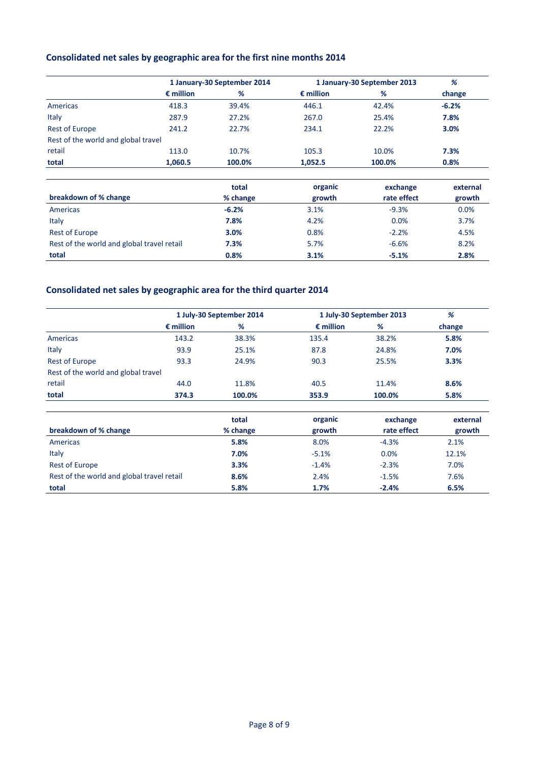### Consolidated net sales by geographic area for the first nine months 2014

| | 1 January-30 September 2014 | | 1 January-30 September 2013 | | % |
|---|---|---|---|---|---|
| | € million | % | € million | % | change |
| Americas | 418.3 | 39.4% | 446.1 | 42.4% | **-6.2%** |
| Italy | 287.9 | 27.2% | 267.0 | 25.4% | **7.8%** |
| Rest of Europe | 241.2 | 22.7% | 234.1 | 22.2% | **3.0%** |
| Rest of the world and global travel retail | 113.0 | 10.7% | 105.3 | 10.0% | **7.3%** |
| **total** | **1,060.5** | **100.0%** | **1,052.5** | **100.0%** | **0.8%** |

| breakdown of % change | total % change | organic growth | exchange rate effect | external growth |
|---|---|---|---|---|
| Americas | **-6.2%** | 3.1% | -9.3% | 0.0% |
| Italy | **7.8%** | 4.2% | 0.0% | 3.7% |
| Rest of Europe | **3.0%** | 0.8% | -2.2% | 4.5% |
| Rest of the world and global travel retail | **7.3%** | 5.7% | -6.6% | 8.2% |
| **total** | **0.8%** | **3.1%** | **-5.1%** | **2.8%** |

### Consolidated net sales by geographic area for the third quarter 2014

| | 1 July-30 September 2014 | | 1 July-30 September 2013 | | % |
|---|---|---|---|---|---|
| | € million | % | € million | % | change |
| Americas | 143.2 | 38.3% | 135.4 | 38.2% | **5.8%** |
| Italy | 93.9 | 25.1% | 87.8 | 24.8% | **7.0%** |
| Rest of Europe | 93.3 | 24.9% | 90.3 | 25.5% | **3.3%** |
| Rest of the world and global travel retail | 44.0 | 11.8% | 40.5 | 11.4% | **8.6%** |
| **total** | **374.3** | **100.0%** | **353.9** | **100.0%** | **5.8%** |

| breakdown of % change | total % change | organic growth | exchange rate effect | external growth |
|---|---|---|---|---|
| Americas | **5.8%** | 8.0% | -4.3% | 2.1% |
| Italy | **7.0%** | -5.1% | 0.0% | 12.1% |
| Rest of Europe | **3.3%** | -1.4% | -2.3% | 7.0% |
| Rest of the world and global travel retail | **8.6%** | 2.4% | -1.5% | 7.6% |
| **total** | **5.8%** | **1.7%** | **-2.4%** | **6.5%** |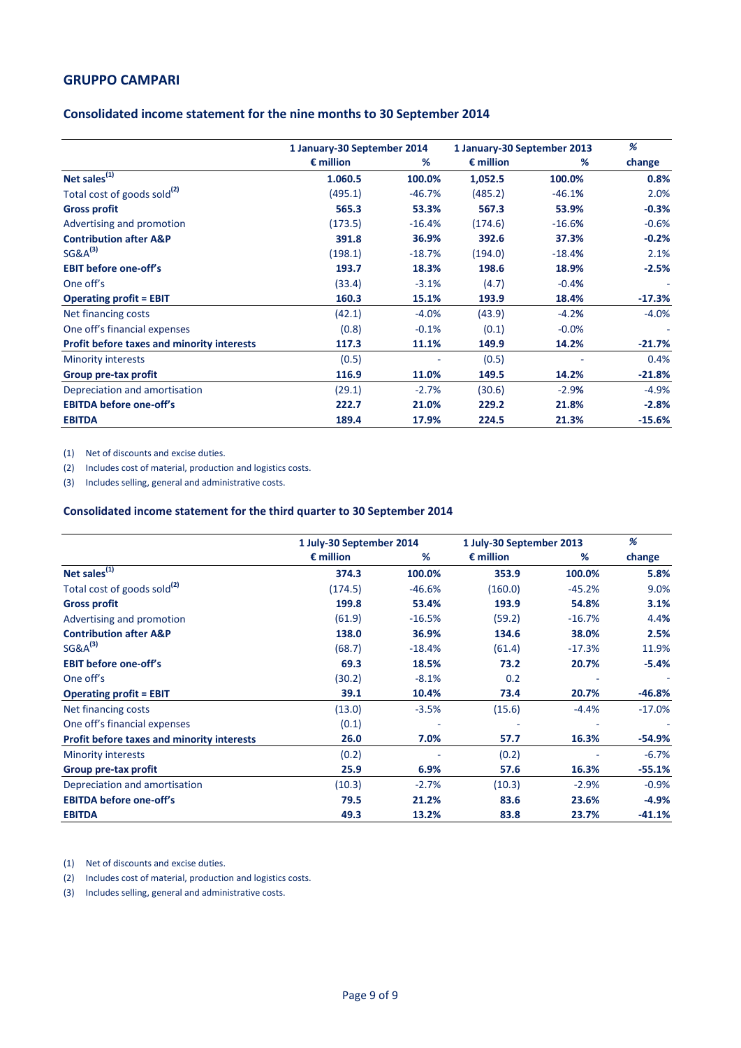## GRUPPO CAMPARI

### Consolidated income statement for the nine months to 30 September 2014

| | 1 January-30 September 2014 | | 1 January-30 September 2013 | | % |
|---|---|---|---|---|---|
| | € million | % | € million | % | change |
| **Net sales[(1)]** | **1.060.5** | **100.0%** | **1,052.5** | **100.0%** | **0.8%** |
| Total cost of goods sold[(2)] | (495.1) | -46.7% | (485.2) | -46.1% | 2.0% |
| **Gross profit** | **565.3** | **53.3%** | **567.3** | **53.9%** | **-0.3%** |
| Advertising and promotion | (173.5) | -16.4% | (174.6) | -16.6% | -0.6% |
| **Contribution after A&P** | **391.8** | **36.9%** | **392.6** | **37.3%** | **-0.2%** |
| SG&A[(3)] | (198.1) | -18.7% | (194.0) | -18.4% | 2.1% |
| **EBIT before one-off's** | **193.7** | **18.3%** | **198.6** | **18.9%** | **-2.5%** |
| One off's | (33.4) | -3.1% | (4.7) | -0.4% | - |
| **Operating profit = EBIT** | **160.3** | **15.1%** | **193.9** | **18.4%** | **-17.3%** |
| Net financing costs | (42.1) | -4.0% | (43.9) | -4.2% | -4.0% |
| One off's financial expenses | (0.8) | -0.1% | (0.1) | -0.0% | - |
| **Profit before taxes and minority interests** | **117.3** | **11.1%** | **149.9** | **14.2%** | **-21.7%** |
| Minority interests | (0.5) | - | (0.5) | - | 0.4% |
| **Group pre-tax profit** | **116.9** | **11.0%** | **149.5** | **14.2%** | **-21.8%** |
| Depreciation and amortisation | (29.1) | -2.7% | (30.6) | -2.9% | -4.9% |
| **EBITDA before one-off's** | **222.7** | **21.0%** | **229.2** | **21.8%** | **-2.8%** |
| **EBITDA** | **189.4** | **17.9%** | **224.5** | **21.3%** | **-15.6%** |

(1) Net of discounts and excise duties.

(2) Includes cost of material, production and logistics costs.

(3) Includes selling, general and administrative costs.

### Consolidated income statement for the third quarter to 30 September 2014

| | 1 July-30 September 2014 | | 1 July-30 September 2013 | | % |
|---|---|---|---|---|---|
| | € million | % | € million | % | change |
| **Net sales[(1)]** | **374.3** | **100.0%** | **353.9** | **100.0%** | **5.8%** |
| Total cost of goods sold[(2)] | (174.5) | -46.6% | (160.0) | -45.2% | 9.0% |
| **Gross profit** | **199.8** | **53.4%** | **193.9** | **54.8%** | **3.1%** |
| Advertising and promotion | (61.9) | -16.5% | (59.2) | -16.7% | 4.4% |
| **Contribution after A&P** | **138.0** | **36.9%** | **134.6** | **38.0%** | **2.5%** |
| SG&A[(3)] | (68.7) | -18.4% | (61.4) | -17.3% | 11.9% |
| **EBIT before one-off's** | **69.3** | **18.5%** | **73.2** | **20.7%** | **-5.4%** |
| One off's | (30.2) | -8.1% | 0.2 | - | - |
| **Operating profit = EBIT** | **39.1** | **10.4%** | **73.4** | **20.7%** | **-46.8%** |
| Net financing costs | (13.0) | -3.5% | (15.6) | -4.4% | -17.0% |
| One off's financial expenses | (0.1) | - | - | - | - |
| **Profit before taxes and minority interests** | **26.0** | **7.0%** | **57.7** | **16.3%** | **-54.9%** |
| Minority interests | (0.2) | - | (0.2) | - | -6.7% |
| **Group pre-tax profit** | **25.9** | **6.9%** | **57.6** | **16.3%** | **-55.1%** |
| Depreciation and amortisation | (10.3) | -2.7% | (10.3) | -2.9% | -0.9% |
| **EBITDA before one-off's** | **79.5** | **21.2%** | **83.6** | **23.6%** | **-4.9%** |
| **EBITDA** | **49.3** | **13.2%** | **83.8** | **23.7%** | **-41.1%** |

(1) Net of discounts and excise duties.

(2) Includes cost of material, production and logistics costs.

(3) Includes selling, general and administrative costs.